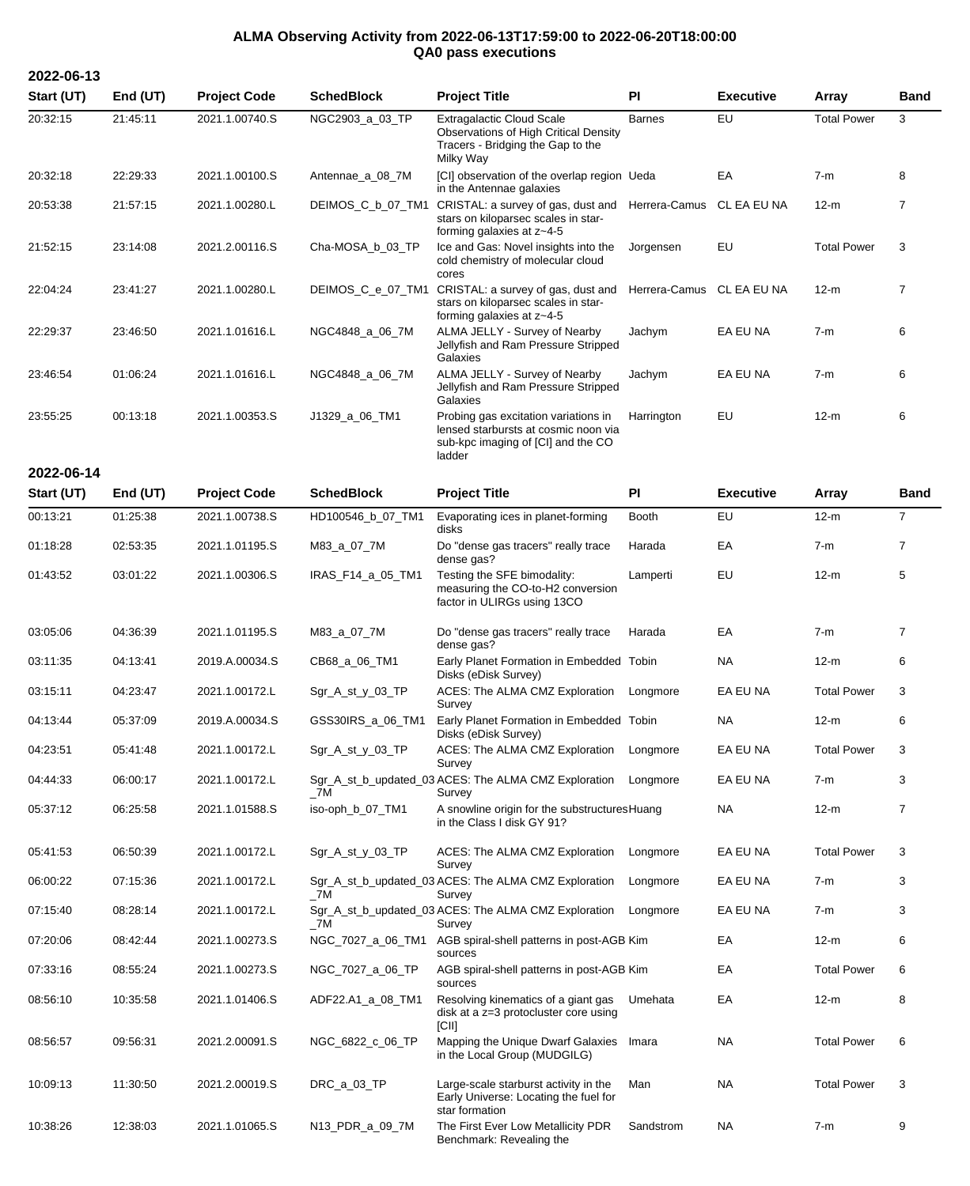# ALMA Observing Activity from 2022-06-13T17:59:00 to 2022-06-20T18:00:00
## QA0 pass executions

**2022-06-13**

| Start (UT) | End (UT) | Project Code | SchedBlock | Project Title | PI | Executive | Array | Band |
|---|---|---|---|---|---|---|---|---|
| 20:32:15 | 21:45:11 | 2021.1.00740.S | NGC2903_a_03_TP | Extragalactic Cloud Scale Observations of High Critical Density Tracers - Bridging the Gap to the Milky Way | Barnes | EU | Total Power | 3 |
| 20:32:18 | 22:29:33 | 2021.1.00100.S | Antennae_a_08_7M | [CI] observation of the overlap region in the Antennae galaxies | Ueda | EA | 7-m | 8 |
| 20:53:38 | 21:57:15 | 2021.1.00280.L | DEIMOS_C_b_07_TM1 | CRISTAL: a survey of gas, dust and stars on kiloparsec scales in star-forming galaxies at z~4-5 | Herrera-Camus | CL EA EU NA | 12-m | 7 |
| 21:52:15 | 23:14:08 | 2021.2.00116.S | Cha-MOSA_b_03_TP | Ice and Gas: Novel insights into the cold chemistry of molecular cloud cores | Jorgensen | EU | Total Power | 3 |
| 22:04:24 | 23:41:27 | 2021.1.00280.L | DEIMOS_C_e_07_TM1 | CRISTAL: a survey of gas, dust and stars on kiloparsec scales in star-forming galaxies at z~4-5 | Herrera-Camus | CL EA EU NA | 12-m | 7 |
| 22:29:37 | 23:46:50 | 2021.1.01616.L | NGC4848_a_06_7M | ALMA JELLY - Survey of Nearby Jellyfish and Ram Pressure Stripped Galaxies | Jachym | EA EU NA | 7-m | 6 |
| 23:46:54 | 01:06:24 | 2021.1.01616.L | NGC4848_a_06_7M | ALMA JELLY - Survey of Nearby Jellyfish and Ram Pressure Stripped Galaxies | Jachym | EA EU NA | 7-m | 6 |
| 23:55:25 | 00:13:18 | 2021.1.00353.S | J1329_a_06_TM1 | Probing gas excitation variations in lensed starbursts at cosmic noon via sub-kpc imaging of [CI] and the CO ladder | Harrington | EU | 12-m | 6 |

**2022-06-14**

| Start (UT) | End (UT) | Project Code | SchedBlock | Project Title | PI | Executive | Array | Band |
|---|---|---|---|---|---|---|---|---|
| 00:13:21 | 01:25:38 | 2021.1.00738.S | HD100546_b_07_TM1 | Evaporating ices in planet-forming disks | Booth | EU | 12-m | 7 |
| 01:18:28 | 02:53:35 | 2021.1.01195.S | M83_a_07_7M | Do "dense gas tracers" really trace dense gas? | Harada | EA | 7-m | 7 |
| 01:43:52 | 03:01:22 | 2021.1.00306.S | IRAS_F14_a_05_TM1 | Testing the SFE bimodality: measuring the CO-to-H2 conversion factor in ULIRGs using 13CO | Lamperti | EU | 12-m | 5 |
| 03:05:06 | 04:36:39 | 2021.1.01195.S | M83_a_07_7M | Do "dense gas tracers" really trace dense gas? | Harada | EA | 7-m | 7 |
| 03:11:35 | 04:13:41 | 2019.A.00034.S | CB68_a_06_TM1 | Early Planet Formation in Embedded Disks (eDisk Survey) | Tobin | NA | 12-m | 6 |
| 03:15:11 | 04:23:47 | 2021.1.00172.L | Sgr_A_st_y_03_TP | ACES: The ALMA CMZ Exploration Survey | Longmore | EA EU NA | Total Power | 3 |
| 04:13:44 | 05:37:09 | 2019.A.00034.S | GSS30IRS_a_06_TM1 | Early Planet Formation in Embedded Disks (eDisk Survey) | Tobin | NA | 12-m | 6 |
| 04:23:51 | 05:41:48 | 2021.1.00172.L | Sgr_A_st_y_03_TP | ACES: The ALMA CMZ Exploration Survey | Longmore | EA EU NA | Total Power | 3 |
| 04:44:33 | 06:00:17 | 2021.1.00172.L | Sgr_A_st_b_updated_03_7M | ACES: The ALMA CMZ Exploration Survey | Longmore | EA EU NA | 7-m | 3 |
| 05:37:12 | 06:25:58 | 2021.1.01588.S | iso-oph_b_07_TM1 | A snowline origin for the substructures in the Class I disk GY 91? | Huang | NA | 12-m | 7 |
| 05:41:53 | 06:50:39 | 2021.1.00172.L | Sgr_A_st_y_03_TP | ACES: The ALMA CMZ Exploration Survey | Longmore | EA EU NA | Total Power | 3 |
| 06:00:22 | 07:15:36 | 2021.1.00172.L | Sgr_A_st_b_updated_03_7M | ACES: The ALMA CMZ Exploration Survey | Longmore | EA EU NA | 7-m | 3 |
| 07:15:40 | 08:28:14 | 2021.1.00172.L | Sgr_A_st_b_updated_03_7M | ACES: The ALMA CMZ Exploration Survey | Longmore | EA EU NA | 7-m | 3 |
| 07:20:06 | 08:42:44 | 2021.1.00273.S | NGC_7027_a_06_TM1 | AGB spiral-shell patterns in post-AGB sources | Kim | EA | 12-m | 6 |
| 07:33:16 | 08:55:24 | 2021.1.00273.S | NGC_7027_a_06_TP | AGB spiral-shell patterns in post-AGB sources | Kim | EA | Total Power | 6 |
| 08:56:10 | 10:35:58 | 2021.1.01406.S | ADF22.A1_a_08_TM1 | Resolving kinematics of a giant gas disk at a z=3 protocluster core using [CII] | Umehata | EA | 12-m | 8 |
| 08:56:57 | 09:56:31 | 2021.2.00091.S | NGC_6822_c_06_TP | Mapping the Unique Dwarf Galaxies in the Local Group (MUDGILG) | Imara | NA | Total Power | 6 |
| 10:09:13 | 11:30:50 | 2021.2.00019.S | DRC_a_03_TP | Large-scale starburst activity in the Early Universe: Locating the fuel for star formation | Man | NA | Total Power | 3 |
| 10:38:26 | 12:38:03 | 2021.1.01065.S | N13_PDR_a_09_7M | The First Ever Low Metallicity PDR Benchmark: Revealing the | Sandstrom | NA | 7-m | 9 |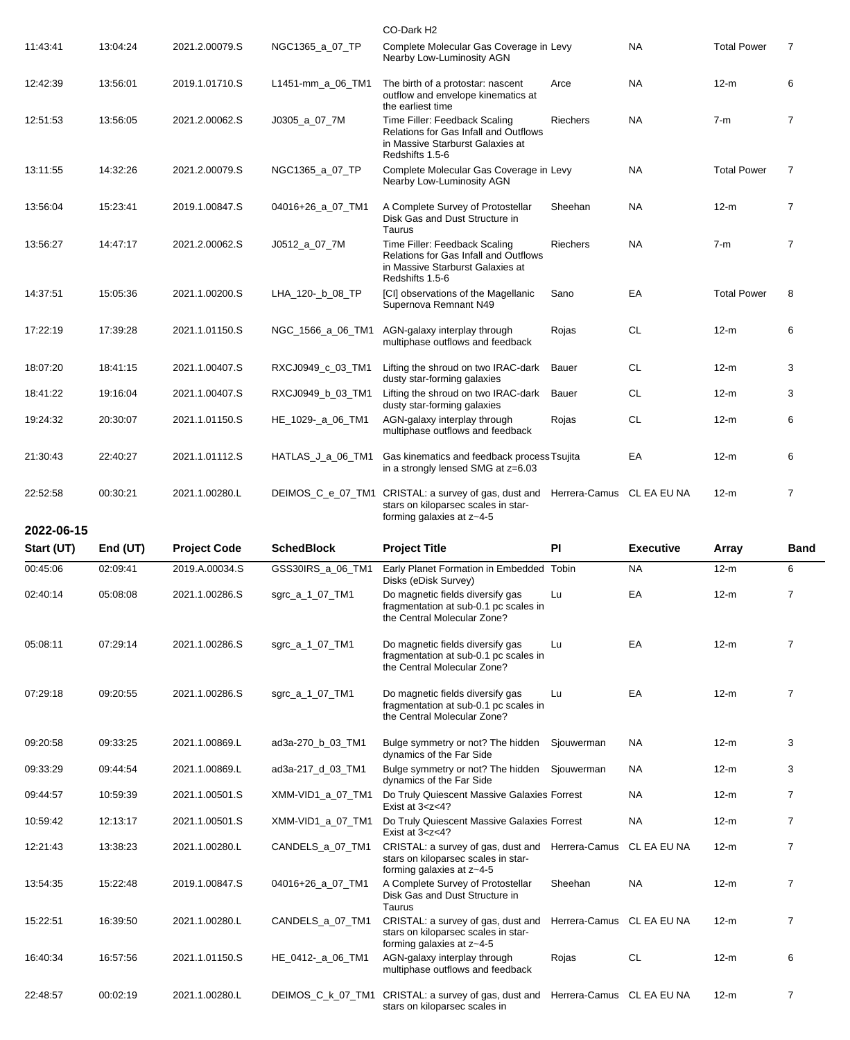| Start (UT) | End (UT) | Project Code | SchedBlock | Project Title | PI | Executive | Array | Band |
|---|---|---|---|---|---|---|---|---|
| | | | | CO-Dark H2 | | | | |
| 11:43:41 | 13:04:24 | 2021.2.00079.S | NGC1365_a_07_TP | Complete Molecular Gas Coverage in Nearby Low-Luminosity AGN | Levy | NA | Total Power | 7 |
| 12:42:39 | 13:56:01 | 2019.1.01710.S | L1451-mm_a_06_TM1 | The birth of a protostar: nascent outflow and envelope kinematics at the earliest time | Arce | NA | 12-m | 6 |
| 12:51:53 | 13:56:05 | 2021.2.00062.S | J0305_a_07_7M | Time Filler: Feedback Scaling Relations for Gas Infall and Outflows in Massive Starburst Galaxies at Redshifts 1.5-6 | Riechers | NA | 7-m | 7 |
| 13:11:55 | 14:32:26 | 2021.2.00079.S | NGC1365_a_07_TP | Complete Molecular Gas Coverage in Nearby Low-Luminosity AGN | Levy | NA | Total Power | 7 |
| 13:56:04 | 15:23:41 | 2019.1.00847.S | 04016+26_a_07_TM1 | A Complete Survey of Protostellar Disk Gas and Dust Structure in Taurus | Sheehan | NA | 12-m | 7 |
| 13:56:27 | 14:47:17 | 2021.2.00062.S | J0512_a_07_7M | Time Filler: Feedback Scaling Relations for Gas Infall and Outflows in Massive Starburst Galaxies at Redshifts 1.5-6 | Riechers | NA | 7-m | 7 |
| 14:37:51 | 15:05:36 | 2021.1.00200.S | LHA_120-_b_08_TP | [CI] observations of the Magellanic Supernova Remnant N49 | Sano | EA | Total Power | 8 |
| 17:22:19 | 17:39:28 | 2021.1.01150.S | NGC_1566_a_06_TM1 | AGN-galaxy interplay through multiphase outflows and feedback | Rojas | CL | 12-m | 6 |
| 18:07:20 | 18:41:15 | 2021.1.00407.S | RXCJ0949_c_03_TM1 | Lifting the shroud on two IRAC-dark dusty star-forming galaxies | Bauer | CL | 12-m | 3 |
| 18:41:22 | 19:16:04 | 2021.1.00407.S | RXCJ0949_b_03_TM1 | Lifting the shroud on two IRAC-dark dusty star-forming galaxies | Bauer | CL | 12-m | 3 |
| 19:24:32 | 20:30:07 | 2021.1.01150.S | HE_1029-_a_06_TM1 | AGN-galaxy interplay through multiphase outflows and feedback | Rojas | CL | 12-m | 6 |
| 21:30:43 | 22:40:27 | 2021.1.01112.S | HATLAS_J_a_06_TM1 | Gas kinematics and feedback process in a strongly lensed SMG at z=6.03 | Tsujita | EA | 12-m | 6 |
| 22:52:58 | 00:30:21 | 2021.1.00280.L | DEIMOS_C_e_07_TM1 | CRISTAL: a survey of gas, dust and stars on kiloparsec scales in star-forming galaxies at z~4-5 | Herrera-Camus | CL EA EU NA | 12-m | 7 |

## 2022-06-15

| Start (UT) | End (UT) | Project Code | SchedBlock | Project Title | PI | Executive | Array | Band |
|---|---|---|---|---|---|---|---|---|
| 00:45:06 | 02:09:41 | 2019.A.00034.S | GSS30IRS_a_06_TM1 | Early Planet Formation in Embedded Disks (eDisk Survey) | Tobin | NA | 12-m | 6 |
| 02:40:14 | 05:08:08 | 2021.1.00286.S | sgrc_a_1_07_TM1 | Do magnetic fields diversify gas fragmentation at sub-0.1 pc scales in the Central Molecular Zone? | Lu | EA | 12-m | 7 |
| 05:08:11 | 07:29:14 | 2021.1.00286.S | sgrc_a_1_07_TM1 | Do magnetic fields diversify gas fragmentation at sub-0.1 pc scales in the Central Molecular Zone? | Lu | EA | 12-m | 7 |
| 07:29:18 | 09:20:55 | 2021.1.00286.S | sgrc_a_1_07_TM1 | Do magnetic fields diversify gas fragmentation at sub-0.1 pc scales in the Central Molecular Zone? | Lu | EA | 12-m | 7 |
| 09:20:58 | 09:33:25 | 2021.1.00869.L | ad3a-270_b_03_TM1 | Bulge symmetry or not? The hidden dynamics of the Far Side | Sjouwerman | NA | 12-m | 3 |
| 09:33:29 | 09:44:54 | 2021.1.00869.L | ad3a-217_d_03_TM1 | Bulge symmetry or not? The hidden dynamics of the Far Side | Sjouwerman | NA | 12-m | 3 |
| 09:44:57 | 10:59:39 | 2021.1.00501.S | XMM-VID1_a_07_TM1 | Do Truly Quiescent Massive Galaxies Exist at 3<z<4? | Forrest | NA | 12-m | 7 |
| 10:59:42 | 12:13:17 | 2021.1.00501.S | XMM-VID1_a_07_TM1 | Do Truly Quiescent Massive Galaxies Exist at 3<z<4? | Forrest | NA | 12-m | 7 |
| 12:21:43 | 13:38:23 | 2021.1.00280.L | CANDELS_a_07_TM1 | CRISTAL: a survey of gas, dust and stars on kiloparsec scales in star-forming galaxies at z~4-5 | Herrera-Camus | CL EA EU NA | 12-m | 7 |
| 13:54:35 | 15:22:48 | 2019.1.00847.S | 04016+26_a_07_TM1 | A Complete Survey of Protostellar Disk Gas and Dust Structure in Taurus | Sheehan | NA | 12-m | 7 |
| 15:22:51 | 16:39:50 | 2021.1.00280.L | CANDELS_a_07_TM1 | CRISTAL: a survey of gas, dust and stars on kiloparsec scales in star-forming galaxies at z~4-5 | Herrera-Camus | CL EA EU NA | 12-m | 7 |
| 16:40:34 | 16:57:56 | 2021.1.01150.S | HE_0412-_a_06_TM1 | AGN-galaxy interplay through multiphase outflows and feedback | Rojas | CL | 12-m | 6 |
| 22:48:57 | 00:02:19 | 2021.1.00280.L | DEIMOS_C_k_07_TM1 | CRISTAL: a survey of gas, dust and stars on kiloparsec scales in | Herrera-Camus | CL EA EU NA | 12-m | 7 |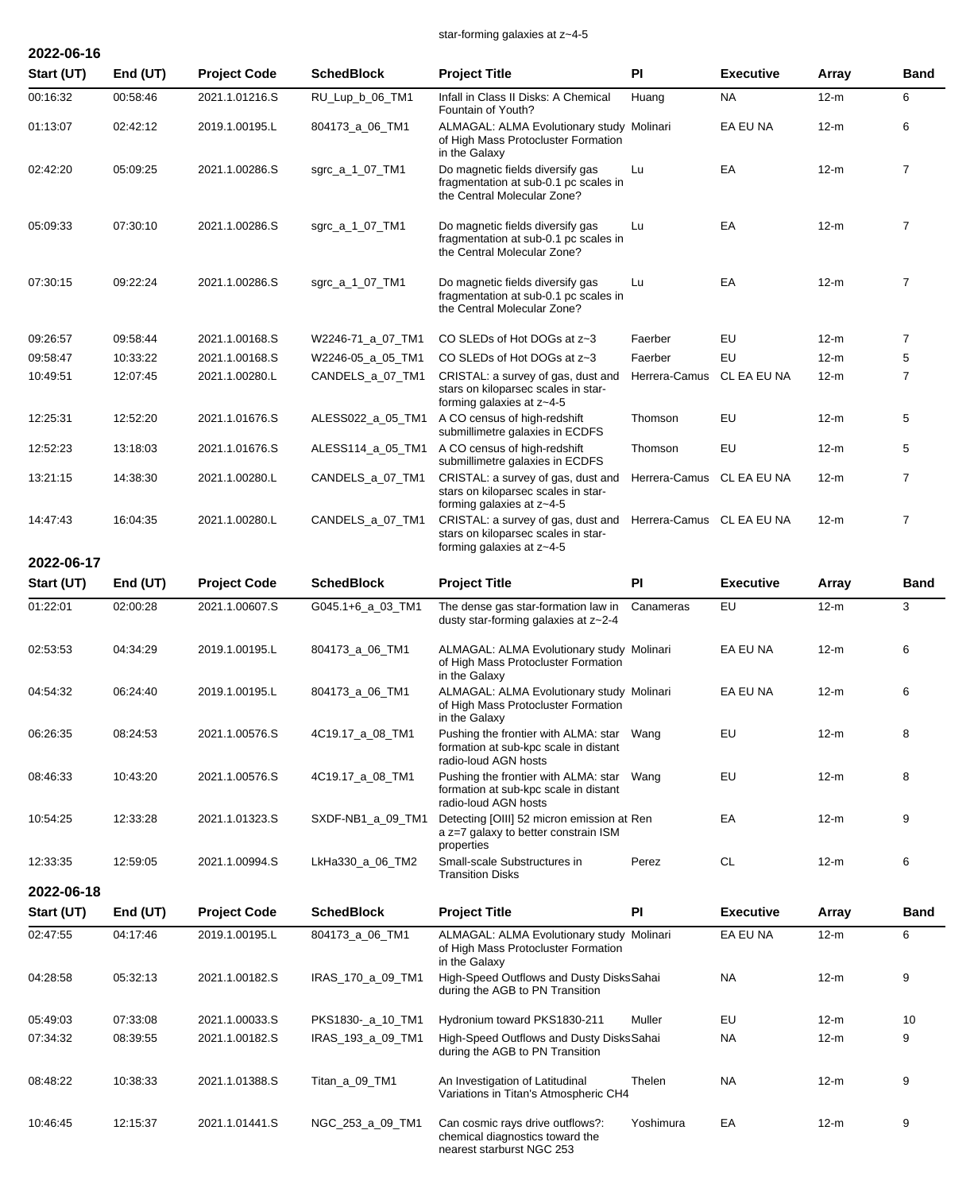star-forming galaxies at z~4-5

**2022-06-16**

| Start (UT) | End (UT) | Project Code | SchedBlock | Project Title | PI | Executive | Array | Band |
|---|---|---|---|---|---|---|---|---|
| 00:16:32 | 00:58:46 | 2021.1.01216.S | RU_Lup_b_06_TM1 | Infall in Class II Disks: A Chemical Fountain of Youth? | Huang | NA | 12-m | 6 |
| 01:13:07 | 02:42:12 | 2019.1.00195.L | 804173_a_06_TM1 | ALMAGAL: ALMA Evolutionary study of High Mass Protocluster Formation in the Galaxy | Molinari | EA EU NA | 12-m | 6 |
| 02:42:20 | 05:09:25 | 2021.1.00286.S | sgrc_a_1_07_TM1 | Do magnetic fields diversify gas fragmentation at sub-0.1 pc scales in the Central Molecular Zone? | Lu | EA | 12-m | 7 |
| 05:09:33 | 07:30:10 | 2021.1.00286.S | sgrc_a_1_07_TM1 | Do magnetic fields diversify gas fragmentation at sub-0.1 pc scales in the Central Molecular Zone? | Lu | EA | 12-m | 7 |
| 07:30:15 | 09:22:24 | 2021.1.00286.S | sgrc_a_1_07_TM1 | Do magnetic fields diversify gas fragmentation at sub-0.1 pc scales in the Central Molecular Zone? | Lu | EA | 12-m | 7 |
| 09:26:57 | 09:58:44 | 2021.1.00168.S | W2246-71_a_07_TM1 | CO SLEDs of Hot DOGs at z~3 | Faerber | EU | 12-m | 7 |
| 09:58:47 | 10:33:22 | 2021.1.00168.S | W2246-05_a_05_TM1 | CO SLEDs of Hot DOGs at z~3 | Faerber | EU | 12-m | 5 |
| 10:49:51 | 12:07:45 | 2021.1.00280.L | CANDELS_a_07_TM1 | CRISTAL: a survey of gas, dust and stars on kiloparsec scales in star-forming galaxies at z~4-5 | Herrera-Camus | CL EA EU NA | 12-m | 7 |
| 12:25:31 | 12:52:20 | 2021.1.01676.S | ALESS022_a_05_TM1 | A CO census of high-redshift submillimetre galaxies in ECDFS | Thomson | EU | 12-m | 5 |
| 12:52:23 | 13:18:03 | 2021.1.01676.S | ALESS114_a_05_TM1 | A CO census of high-redshift submillimetre galaxies in ECDFS | Thomson | EU | 12-m | 5 |
| 13:21:15 | 14:38:30 | 2021.1.00280.L | CANDELS_a_07_TM1 | CRISTAL: a survey of gas, dust and stars on kiloparsec scales in star-forming galaxies at z~4-5 | Herrera-Camus | CL EA EU NA | 12-m | 7 |
| 14:47:43 | 16:04:35 | 2021.1.00280.L | CANDELS_a_07_TM1 | CRISTAL: a survey of gas, dust and stars on kiloparsec scales in star-forming galaxies at z~4-5 | Herrera-Camus | CL EA EU NA | 12-m | 7 |

**2022-06-17**

| Start (UT) | End (UT) | Project Code | SchedBlock | Project Title | PI | Executive | Array | Band |
|---|---|---|---|---|---|---|---|---|
| 01:22:01 | 02:00:28 | 2021.1.00607.S | G045.1+6_a_03_TM1 | The dense gas star-formation law in dusty star-forming galaxies at z~2-4 | Canameras | EU | 12-m | 3 |
| 02:53:53 | 04:34:29 | 2019.1.00195.L | 804173_a_06_TM1 | ALMAGAL: ALMA Evolutionary study of High Mass Protocluster Formation in the Galaxy | Molinari | EA EU NA | 12-m | 6 |
| 04:54:32 | 06:24:40 | 2019.1.00195.L | 804173_a_06_TM1 | ALMAGAL: ALMA Evolutionary study of High Mass Protocluster Formation in the Galaxy | Molinari | EA EU NA | 12-m | 6 |
| 06:26:35 | 08:24:53 | 2021.1.00576.S | 4C19.17_a_08_TM1 | Pushing the frontier with ALMA: star formation at sub-kpc scale in distant radio-loud AGN hosts | Wang | EU | 12-m | 8 |
| 08:46:33 | 10:43:20 | 2021.1.00576.S | 4C19.17_a_08_TM1 | Pushing the frontier with ALMA: star formation at sub-kpc scale in distant radio-loud AGN hosts | Wang | EU | 12-m | 8 |
| 10:54:25 | 12:33:28 | 2021.1.01323.S | SXDF-NB1_a_09_TM1 | Detecting [OIII] 52 micron emission at a z=7 galaxy to better constrain ISM properties | Ren | EA | 12-m | 9 |
| 12:33:35 | 12:59:05 | 2021.1.00994.S | LkHa330_a_06_TM2 | Small-scale Substructures in Transition Disks | Perez | CL | 12-m | 6 |

**2022-06-18**

| Start (UT) | End (UT) | Project Code | SchedBlock | Project Title | PI | Executive | Array | Band |
|---|---|---|---|---|---|---|---|---|
| 02:47:55 | 04:17:46 | 2019.1.00195.L | 804173_a_06_TM1 | ALMAGAL: ALMA Evolutionary study of High Mass Protocluster Formation in the Galaxy | Molinari | EA EU NA | 12-m | 6 |
| 04:28:58 | 05:32:13 | 2021.1.00182.S | IRAS_170_a_09_TM1 | High-Speed Outflows and Dusty Disks during the AGB to PN Transition | Sahai | NA | 12-m | 9 |
| 05:49:03 | 07:33:08 | 2021.1.00033.S | PKS1830-_a_10_TM1 | Hydronium toward PKS1830-211 | Muller | EU | 12-m | 10 |
| 07:34:32 | 08:39:55 | 2021.1.00182.S | IRAS_193_a_09_TM1 | High-Speed Outflows and Dusty Disks during the AGB to PN Transition | Sahai | NA | 12-m | 9 |
| 08:48:22 | 10:38:33 | 2021.1.01388.S | Titan_a_09_TM1 | An Investigation of Latitudinal Variations in Titan's Atmospheric CH4 | Thelen | NA | 12-m | 9 |
| 10:46:45 | 12:15:37 | 2021.1.01441.S | NGC_253_a_09_TM1 | Can cosmic rays drive outflows?: chemical diagnostics toward the nearest starburst NGC 253 | Yoshimura | EA | 12-m | 9 |